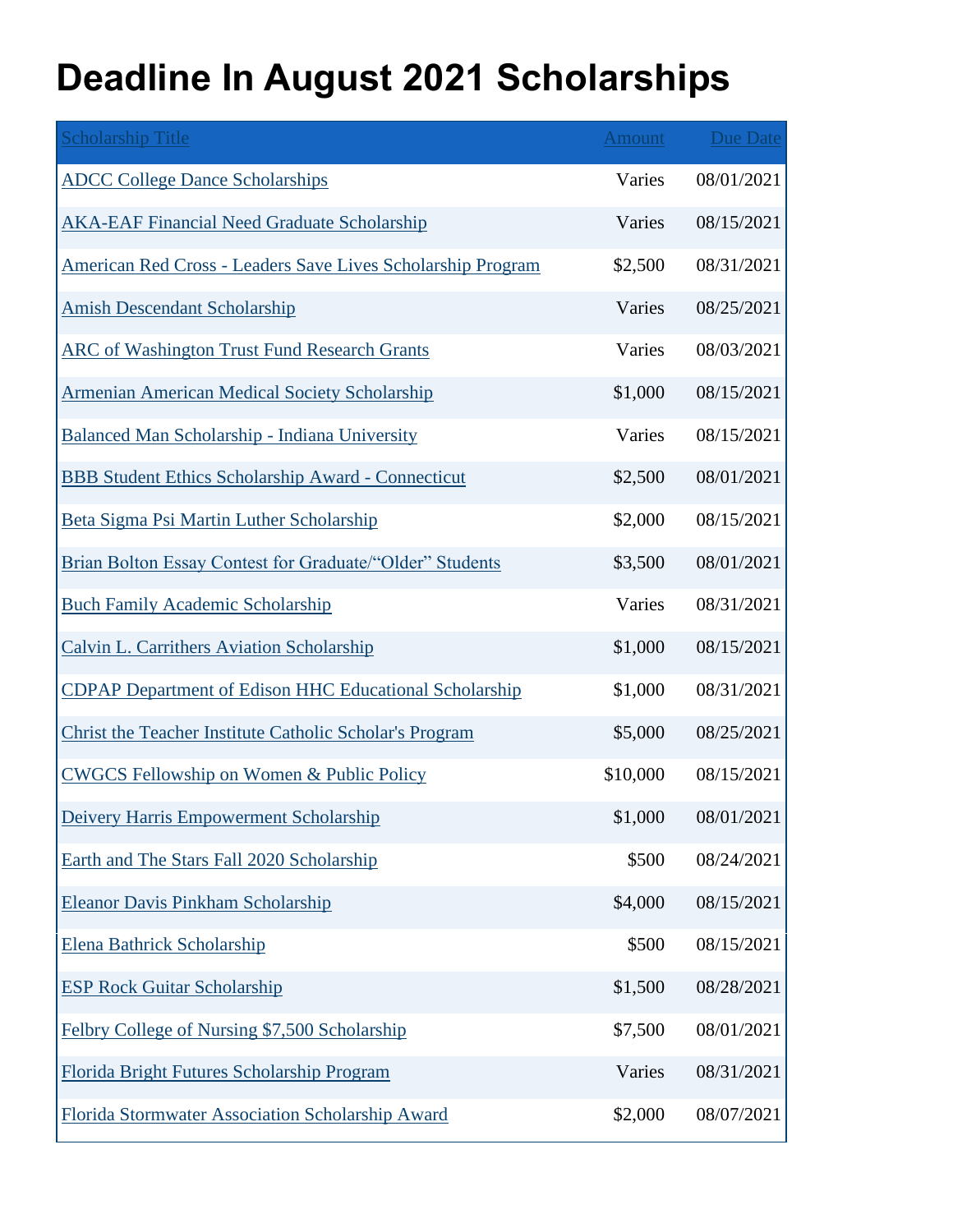# Deadline In August 2021 Scholarships

| Scholarship Title | Amount | Due Date |
|---|---|---|
| ADCC College Dance Scholarships | Varies | 08/01/2021 |
| AKA-EAF Financial Need Graduate Scholarship | Varies | 08/15/2021 |
| American Red Cross - Leaders Save Lives Scholarship Program | $2,500 | 08/31/2021 |
| Amish Descendant Scholarship | Varies | 08/25/2021 |
| ARC of Washington Trust Fund Research Grants | Varies | 08/03/2021 |
| Armenian American Medical Society Scholarship | $1,000 | 08/15/2021 |
| Balanced Man Scholarship - Indiana University | Varies | 08/15/2021 |
| BBB Student Ethics Scholarship Award - Connecticut | $2,500 | 08/01/2021 |
| Beta Sigma Psi Martin Luther Scholarship | $2,000 | 08/15/2021 |
| Brian Bolton Essay Contest for Graduate/“Older” Students | $3,500 | 08/01/2021 |
| Buch Family Academic Scholarship | Varies | 08/31/2021 |
| Calvin L. Carrithers Aviation Scholarship | $1,000 | 08/15/2021 |
| CDPAP Department of Edison HHC Educational Scholarship | $1,000 | 08/31/2021 |
| Christ the Teacher Institute Catholic Scholar's Program | $5,000 | 08/25/2021 |
| CWGCS Fellowship on Women & Public Policy | $10,000 | 08/15/2021 |
| Deivery Harris Empowerment Scholarship | $1,000 | 08/01/2021 |
| Earth and The Stars Fall 2020 Scholarship | $500 | 08/24/2021 |
| Eleanor Davis Pinkham Scholarship | $4,000 | 08/15/2021 |
| Elena Bathrick Scholarship | $500 | 08/15/2021 |
| ESP Rock Guitar Scholarship | $1,500 | 08/28/2021 |
| Felbry College of Nursing $7,500 Scholarship | $7,500 | 08/01/2021 |
| Florida Bright Futures Scholarship Program | Varies | 08/31/2021 |
| Florida Stormwater Association Scholarship Award | $2,000 | 08/07/2021 |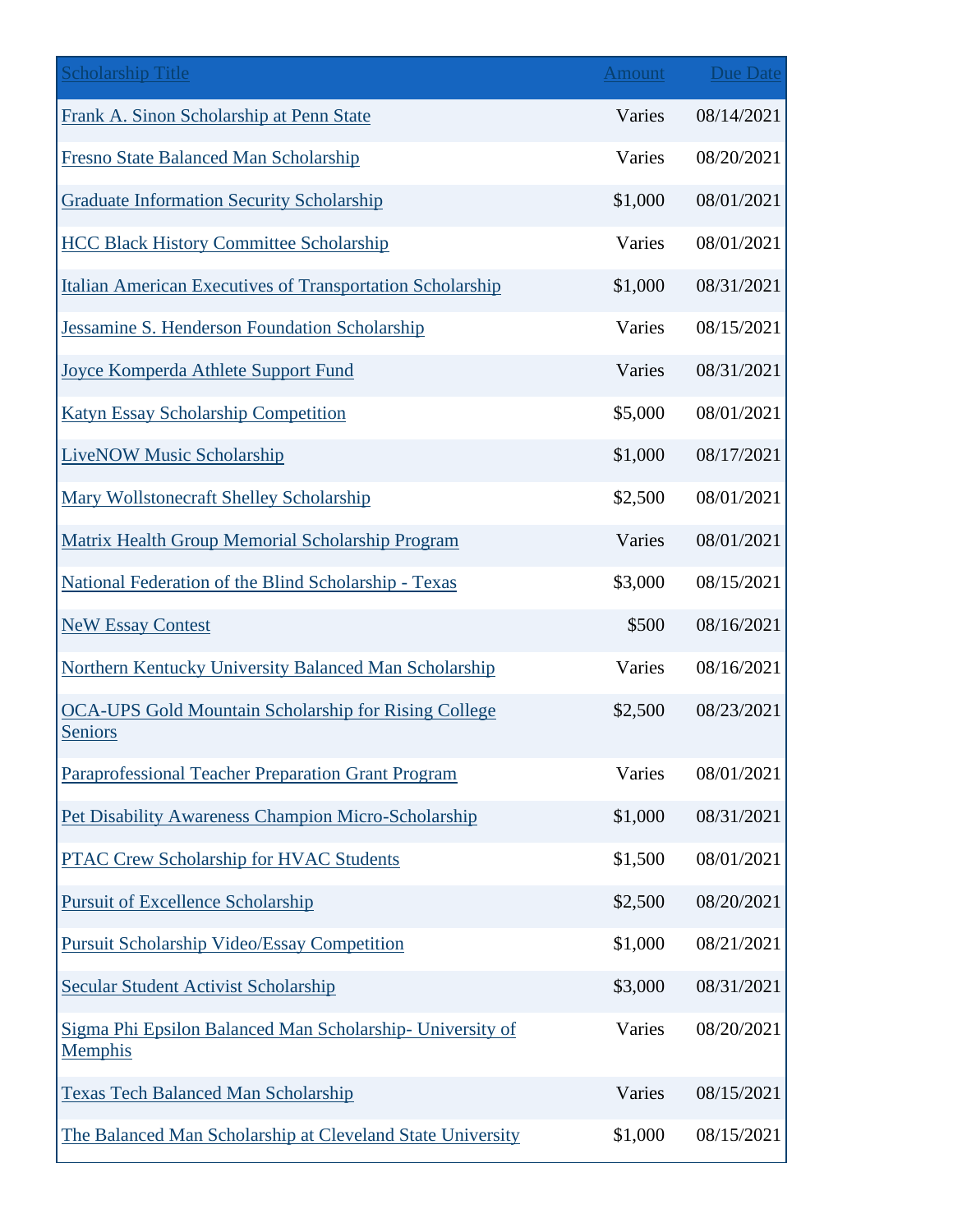| Scholarship Title | Amount | Due Date |
|---|---|---|
| Frank A. Sinon Scholarship at Penn State | Varies | 08/14/2021 |
| Fresno State Balanced Man Scholarship | Varies | 08/20/2021 |
| Graduate Information Security Scholarship | $1,000 | 08/01/2021 |
| HCC Black History Committee Scholarship | Varies | 08/01/2021 |
| Italian American Executives of Transportation Scholarship | $1,000 | 08/31/2021 |
| Jessamine S. Henderson Foundation Scholarship | Varies | 08/15/2021 |
| Joyce Komperda Athlete Support Fund | Varies | 08/31/2021 |
| Katyn Essay Scholarship Competition | $5,000 | 08/01/2021 |
| LiveNOW Music Scholarship | $1,000 | 08/17/2021 |
| Mary Wollstonecraft Shelley Scholarship | $2,500 | 08/01/2021 |
| Matrix Health Group Memorial Scholarship Program | Varies | 08/01/2021 |
| National Federation of the Blind Scholarship - Texas | $3,000 | 08/15/2021 |
| NeW Essay Contest | $500 | 08/16/2021 |
| Northern Kentucky University Balanced Man Scholarship | Varies | 08/16/2021 |
| OCA-UPS Gold Mountain Scholarship for Rising College Seniors | $2,500 | 08/23/2021 |
| Paraprofessional Teacher Preparation Grant Program | Varies | 08/01/2021 |
| Pet Disability Awareness Champion Micro-Scholarship | $1,000 | 08/31/2021 |
| PTAC Crew Scholarship for HVAC Students | $1,500 | 08/01/2021 |
| Pursuit of Excellence Scholarship | $2,500 | 08/20/2021 |
| Pursuit Scholarship Video/Essay Competition | $1,000 | 08/21/2021 |
| Secular Student Activist Scholarship | $3,000 | 08/31/2021 |
| Sigma Phi Epsilon Balanced Man Scholarship- University of Memphis | Varies | 08/20/2021 |
| Texas Tech Balanced Man Scholarship | Varies | 08/15/2021 |
| The Balanced Man Scholarship at Cleveland State University | $1,000 | 08/15/2021 |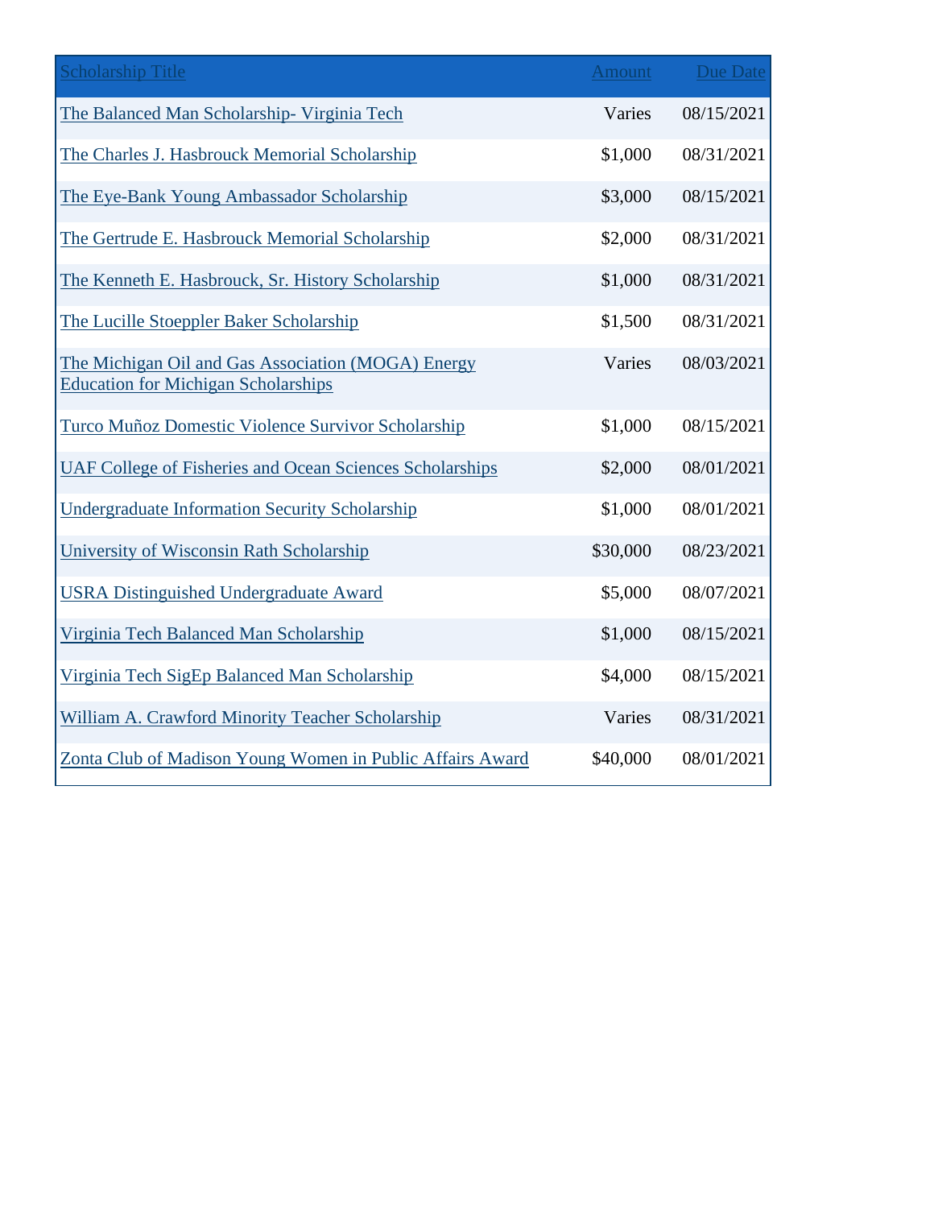| Scholarship Title | Amount | Due Date |
| --- | --- | --- |
| The Balanced Man Scholarship- Virginia Tech | Varies | 08/15/2021 |
| The Charles J. Hasbrouck Memorial Scholarship | $1,000 | 08/31/2021 |
| The Eye-Bank Young Ambassador Scholarship | $3,000 | 08/15/2021 |
| The Gertrude E. Hasbrouck Memorial Scholarship | $2,000 | 08/31/2021 |
| The Kenneth E. Hasbrouck, Sr. History Scholarship | $1,000 | 08/31/2021 |
| The Lucille Stoeppler Baker Scholarship | $1,500 | 08/31/2021 |
| The Michigan Oil and Gas Association (MOGA) Energy Education for Michigan Scholarships | Varies | 08/03/2021 |
| Turco Muñoz Domestic Violence Survivor Scholarship | $1,000 | 08/15/2021 |
| UAF College of Fisheries and Ocean Sciences Scholarships | $2,000 | 08/01/2021 |
| Undergraduate Information Security Scholarship | $1,000 | 08/01/2021 |
| University of Wisconsin Rath Scholarship | $30,000 | 08/23/2021 |
| USRA Distinguished Undergraduate Award | $5,000 | 08/07/2021 |
| Virginia Tech Balanced Man Scholarship | $1,000 | 08/15/2021 |
| Virginia Tech SigEp Balanced Man Scholarship | $4,000 | 08/15/2021 |
| William A. Crawford Minority Teacher Scholarship | Varies | 08/31/2021 |
| Zonta Club of Madison Young Women in Public Affairs Award | $40,000 | 08/01/2021 |